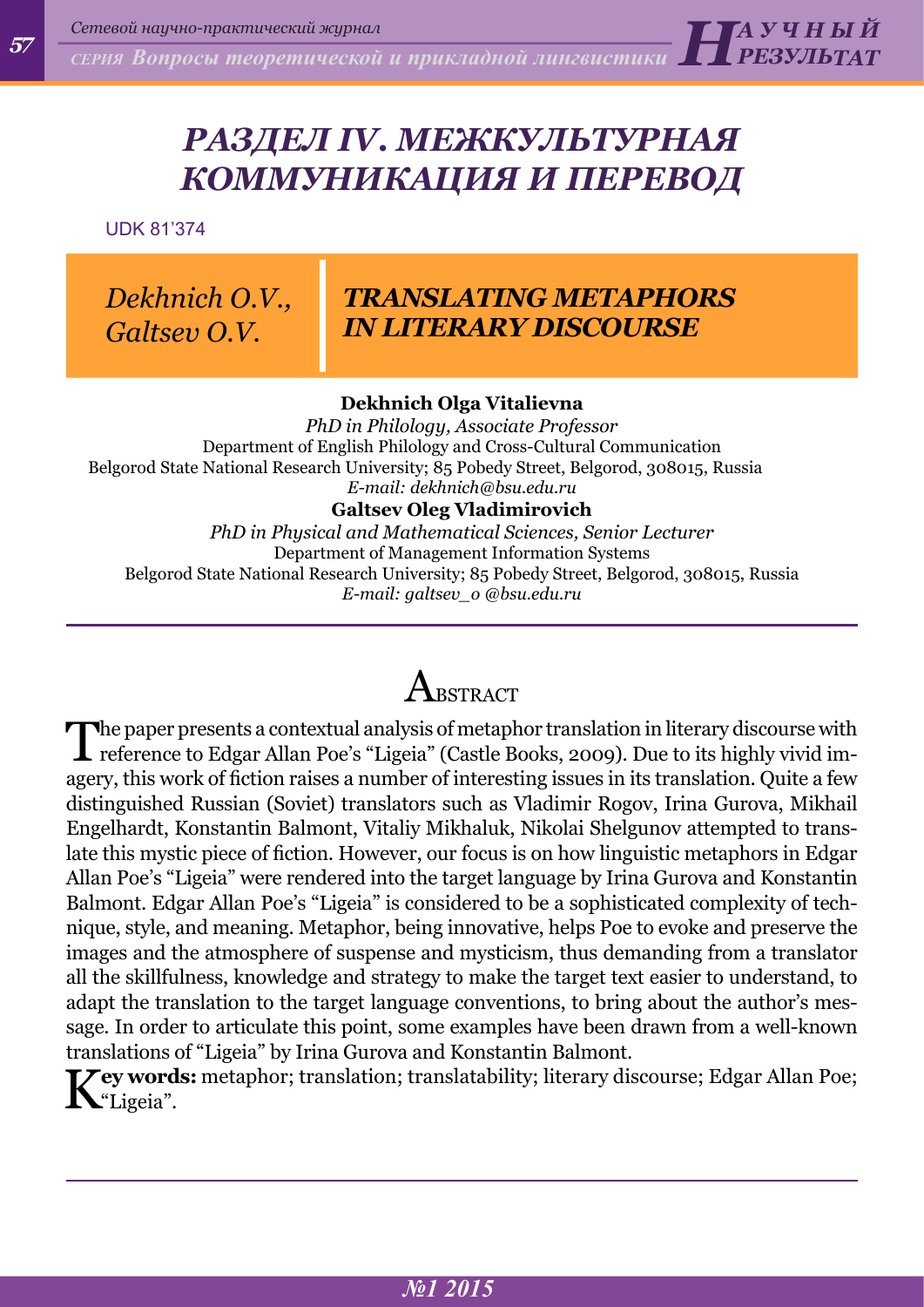# РАЗДЕЛ IV. МЕЖКУЛЬТУРНАЯ КОММУНИКАЦИЯ И ПЕРЕВОД

UDK 81'374

*Dekhnich O.V., Galtsev O.V.*

## TRANSLATING METAPHORS IN LITERARY DISCOURSE

**Dekhnich Olga Vitalievna**
*PhD in Philology, Associate Professor*
Department of English Philology and Cross-Cultural Communication
Belgorod State National Research University; 85 Pobedy Street, Belgorod, 308015, Russia
*E-mail: dekhnich@bsu.edu.ru*

**Galtsev Oleg Vladimirovich**
*PhD in Physical and Mathematical Sciences, Senior Lecturer*
Department of Management Information Systems
Belgorod State National Research University; 85 Pobedy Street, Belgorod, 308015, Russia
*E-mail: galtsev_o @bsu.edu.ru*

### Abstract

The paper presents a contextual analysis of metaphor translation in literary discourse with reference to Edgar Allan Poe's "Ligeia" (Castle Books, 2009). Due to its highly vivid imagery, this work of fiction raises a number of interesting issues in its translation. Quite a few distinguished Russian (Soviet) translators such as Vladimir Rogov, Irina Gurova, Mikhail Engelhardt, Konstantin Balmont, Vitaliy Mikhaluk, Nikolai Shelgunov attempted to translate this mystic piece of fiction. However, our focus is on how linguistic metaphors in Edgar Allan Poe's "Ligeia" were rendered into the target language by Irina Gurova and Konstantin Balmont. Edgar Allan Poe's "Ligeia" is considered to be a sophisticated complexity of technique, style, and meaning. Metaphor, being innovative, helps Poe to evoke and preserve the images and the atmosphere of suspense and mysticism, thus demanding from a translator all the skillfulness, knowledge and strategy to make the target text easier to understand, to adapt the translation to the target language conventions, to bring about the author's message. In order to articulate this point, some examples have been drawn from a well-known translations of "Ligeia" by Irina Gurova and Konstantin Balmont.

**Key words:** metaphor; translation; translatability; literary discourse; Edgar Allan Poe; "Ligeia".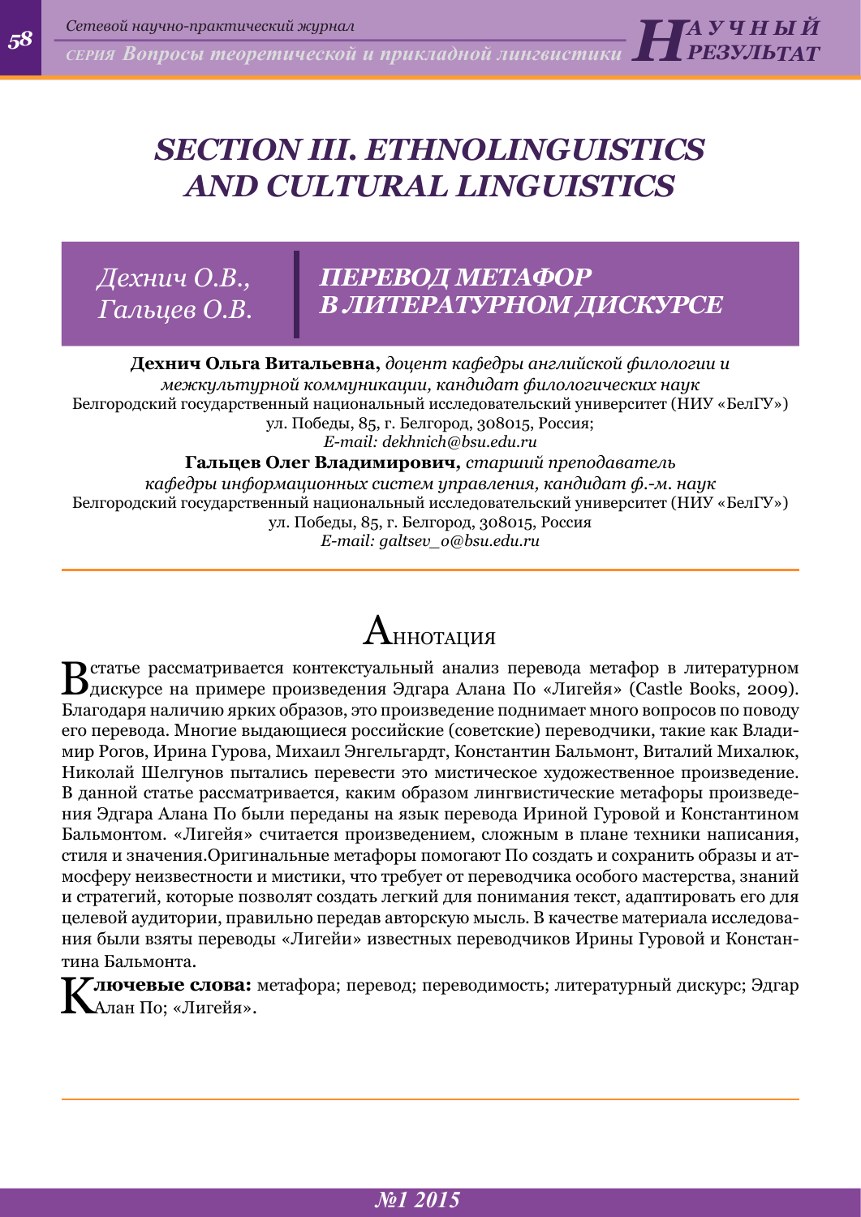# SECTION III. ETHNOLINGUISTICS AND CULTURAL LINGUISTICS

*Дехнич О.В., Гальцев О.В.*

## ПЕРЕВОД МЕТАФОР В ЛИТЕРАТУРНОМ ДИСКУРСЕ

**Дехнич Ольга Витальевна,** *доцент кафедры английской филологии и межкультурной коммуникации, кандидат филологических наук*
Белгородский государственный национальный исследовательский университет (НИУ «БелГУ»)
ул. Победы, 85, г. Белгород, 308015, Россия;
*E-mail: dekhnich@bsu.edu.ru*

**Гальцев Олег Владимирович,** *старший преподаватель кафедры информационных систем управления, кандидат ф.-м. наук*
Белгородский государственный национальный исследовательский университет (НИУ «БелГУ»)
ул. Победы, 85, г. Белгород, 308015, Россия
*E-mail: galtsev_o@bsu.edu.ru*

## Аннотация

В статье рассматривается контекстуальный анализ перевода метафор в литературном дискурсе на примере произведения Эдгара Алана По «Лигейя» (Castle Books, 2009). Благодаря наличию ярких образов, это произведение поднимает много вопросов по поводу его перевода. Многие выдающиеся российские (советские) переводчики, такие как Владимир Рогов, Ирина Гурова, Михаил Энгельгардт, Константин Бальмонт, Виталий Михалюк, Николай Шелгунов пытались перевести это мистическое художественное произведение. В данной статье рассматривается, каким образом лингвистические метафоры произведения Эдгара Алана По были переданы на язык перевода Ириной Гуровой и Константином Бальмонтом. «Лигейя» считается произведением, сложным в плане техники написания, стиля и значения.Оригинальные метафоры помогают По создать и сохранить образы и атмосферу неизвестности и мистики, что требует от переводчика особого мастерства, знаний и стратегий, которые позволят создать легкий для понимания текст, адаптировать его для целевой аудитории, правильно передав авторскую мысль. В качестве материала исследования были взяты переводы «Лигейи» известных переводчиков Ирины Гуровой и Константина Бальмонта.

**Ключевые слова:** метафора; перевод; переводимость; литературный дискурс; Эдгар Алан По; «Лигейя».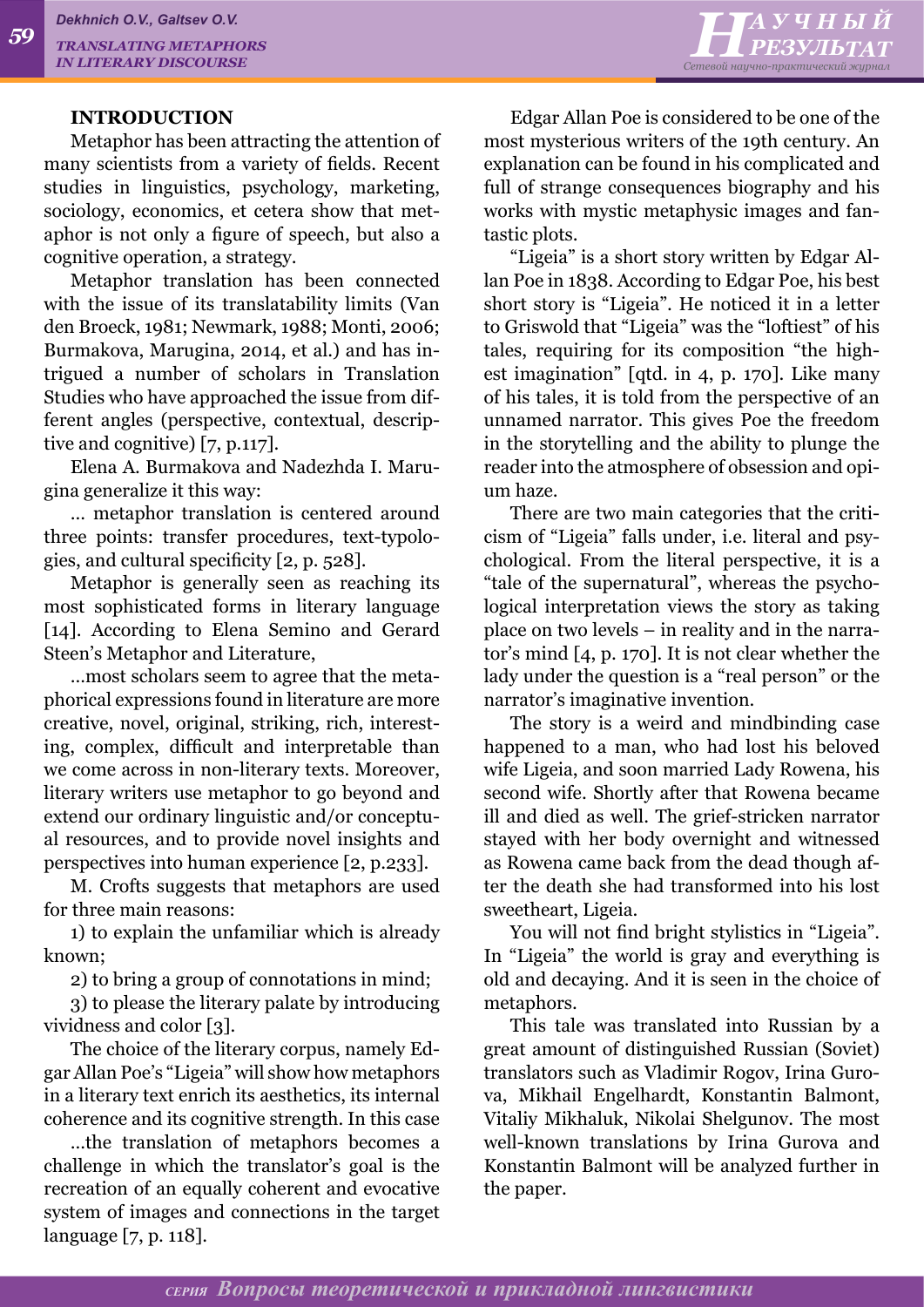## INTRODUCTION

Metaphor has been attracting the attention of many scientists from a variety of fields. Recent studies in linguistics, psychology, marketing, sociology, economics, et cetera show that metaphor is not only a figure of speech, but also a cognitive operation, a strategy.

Metaphor translation has been connected with the issue of its translatability limits (Van den Broeck, 1981; Newmark, 1988; Monti, 2006; Burmakova, Marugina, 2014, et al.) and has intrigued a number of scholars in Translation Studies who have approached the issue from different angles (perspective, contextual, descriptive and cognitive) [7, p.117].

Elena A. Burmakova and Nadezhda I. Marugina generalize it this way:

... metaphor translation is centered around three points: transfer procedures, text-typologies, and cultural specificity [2, p. 528].

Metaphor is generally seen as reaching its most sophisticated forms in literary language [14]. According to Elena Semino and Gerard Steen's Metaphor and Literature,

...most scholars seem to agree that the metaphorical expressions found in literature are more creative, novel, original, striking, rich, interesting, complex, difficult and interpretable than we come across in non-literary texts. Moreover, literary writers use metaphor to go beyond and extend our ordinary linguistic and/or conceptual resources, and to provide novel insights and perspectives into human experience [2, p.233].

M. Crofts suggests that metaphors are used for three main reasons:

1) to explain the unfamiliar which is already known;

2) to bring a group of connotations in mind;

3) to please the literary palate by introducing vividness and color [3].

The choice of the literary corpus, namely Edgar Allan Poe's "Ligeia" will show how metaphors in a literary text enrich its aesthetics, its internal coherence and its cognitive strength. In this case

...the translation of metaphors becomes a challenge in which the translator's goal is the recreation of an equally coherent and evocative system of images and connections in the target language [7, p. 118].

Edgar Allan Poe is considered to be one of the most mysterious writers of the 19th century. An explanation can be found in his complicated and full of strange consequences biography and his works with mystic metaphysic images and fantastic plots.

"Ligeia" is a short story written by Edgar Allan Poe in 1838. According to Edgar Poe, his best short story is "Ligeia". He noticed it in a letter to Griswold that "Ligeia" was the "loftiest" of his tales, requiring for its composition "the highest imagination" [qtd. in 4, p. 170]. Like many of his tales, it is told from the perspective of an unnamed narrator. This gives Poe the freedom in the storytelling and the ability to plunge the reader into the atmosphere of obsession and opium haze.

There are two main categories that the criticism of "Ligeia" falls under, i.e. literal and psychological. From the literal perspective, it is a "tale of the supernatural", whereas the psychological interpretation views the story as taking place on two levels – in reality and in the narrator's mind [4, p. 170]. It is not clear whether the lady under the question is a "real person" or the narrator's imaginative invention.

The story is a weird and mindbinding case happened to a man, who had lost his beloved wife Ligeia, and soon married Lady Rowena, his second wife. Shortly after that Rowena became ill and died as well. The grief-stricken narrator stayed with her body overnight and witnessed as Rowena came back from the dead though after the death she had transformed into his lost sweetheart, Ligeia.

You will not find bright stylistics in "Ligeia". In "Ligeia" the world is gray and everything is old and decaying. And it is seen in the choice of metaphors.

This tale was translated into Russian by a great amount of distinguished Russian (Soviet) translators such as Vladimir Rogov, Irina Gurova, Mikhail Engelhardt, Konstantin Balmont, Vitaliy Mikhaluk, Nikolai Shelgunov. The most well-known translations by Irina Gurova and Konstantin Balmont will be analyzed further in the paper.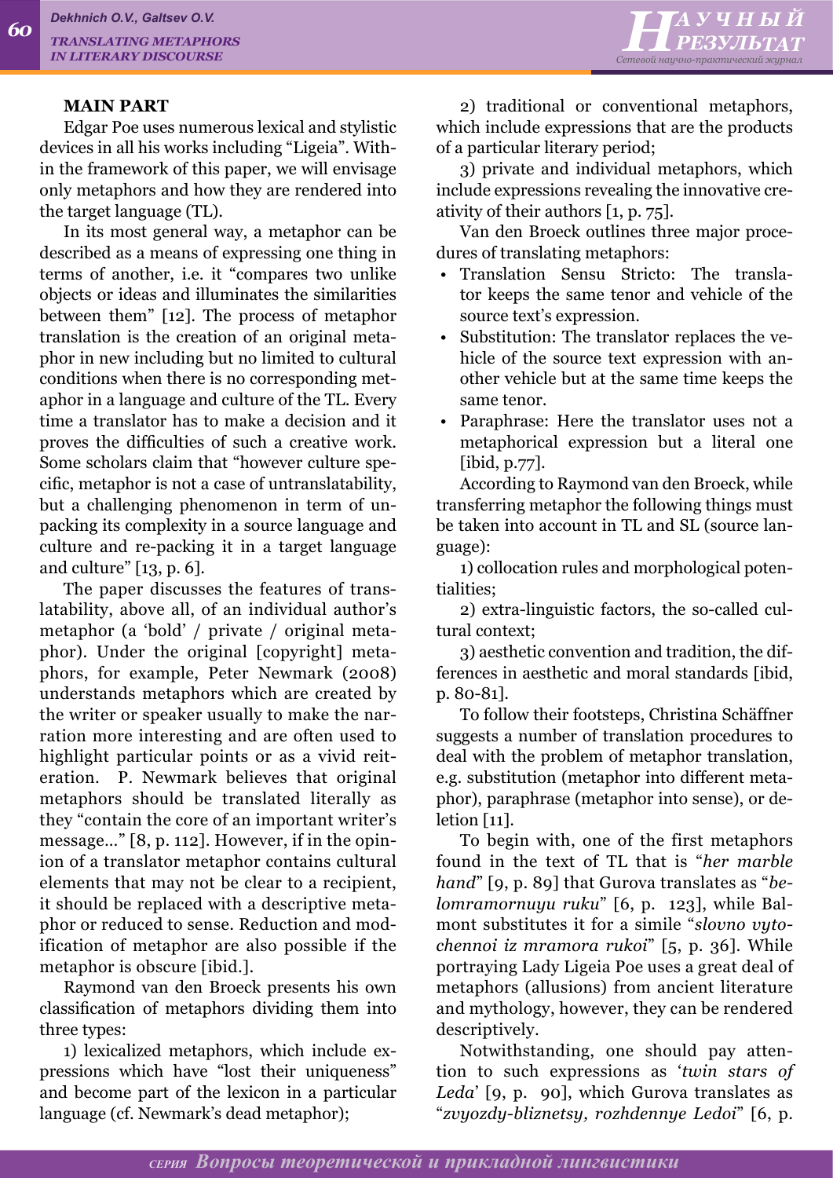## MAIN PART

Edgar Poe uses numerous lexical and stylistic devices in all his works including "Ligeia". Within the framework of this paper, we will envisage only metaphors and how they are rendered into the target language (TL).

In its most general way, a metaphor can be described as a means of expressing one thing in terms of another, i.e. it "compares two unlike objects or ideas and illuminates the similarities between them" [12]. The process of metaphor translation is the creation of an original metaphor in new including but no limited to cultural conditions when there is no corresponding metaphor in a language and culture of the TL. Every time a translator has to make a decision and it proves the difficulties of such a creative work. Some scholars claim that "however culture specific, metaphor is not a case of untranslatability, but a challenging phenomenon in term of unpacking its complexity in a source language and culture and re-packing it in a target language and culture" [13, p. 6].

The paper discusses the features of translatability, above all, of an individual author's metaphor (a 'bold' / private / original metaphor). Under the original [copyright] metaphors, for example, Peter Newmark (2008) understands metaphors which are created by the writer or speaker usually to make the narration more interesting and are often used to highlight particular points or as a vivid reiteration. P. Newmark believes that original metaphors should be translated literally as they "contain the core of an important writer's message..." [8, p. 112]. However, if in the opinion of a translator metaphor contains cultural elements that may not be clear to a recipient, it should be replaced with a descriptive metaphor or reduced to sense. Reduction and modification of metaphor are also possible if the metaphor is obscure [ibid.].

Raymond van den Broeck presents his own classification of metaphors dividing them into three types:

1) lexicalized metaphors, which include expressions which have "lost their uniqueness" and become part of the lexicon in a particular language (cf. Newmark's dead metaphor);

2) traditional or conventional metaphors, which include expressions that are the products of a particular literary period;

3) private and individual metaphors, which include expressions revealing the innovative creativity of their authors [1, p. 75].

Van den Broeck outlines three major procedures of translating metaphors:

- Translation Sensu Stricto: The translator keeps the same tenor and vehicle of the source text's expression.
- Substitution: The translator replaces the vehicle of the source text expression with another vehicle but at the same time keeps the same tenor.
- Paraphrase: Here the translator uses not a metaphorical expression but a literal one [ibid, p.77].

According to Raymond van den Broeck, while transferring metaphor the following things must be taken into account in TL and SL (source language):

1) collocation rules and morphological potentialities;

2) extra-linguistic factors, the so-called cultural context;

3) aesthetic convention and tradition, the differences in aesthetic and moral standards [ibid, p. 80-81].

To follow their footsteps, Christina Schäffner suggests a number of translation procedures to deal with the problem of metaphor translation, e.g. substitution (metaphor into different metaphor), paraphrase (metaphor into sense), or deletion [11].

To begin with, one of the first metaphors found in the text of TL that is "*her marble hand*" [9, p. 89] that Gurova translates as "*belomramornuyu ruku*" [6, p. 123], while Balmont substitutes it for a simile "*slovno vytochennoi iz mramora rukoi*" [5, p. 36]. While portraying Lady Ligeia Poe uses a great deal of metaphors (allusions) from ancient literature and mythology, however, they can be rendered descriptively.

Notwithstanding, one should pay attention to such expressions as '*twin stars of Leda*' [9, p. 90], which Gurova translates as "*zvyozdy-bliznetsy, rozhdennye Ledoi*" [6, p.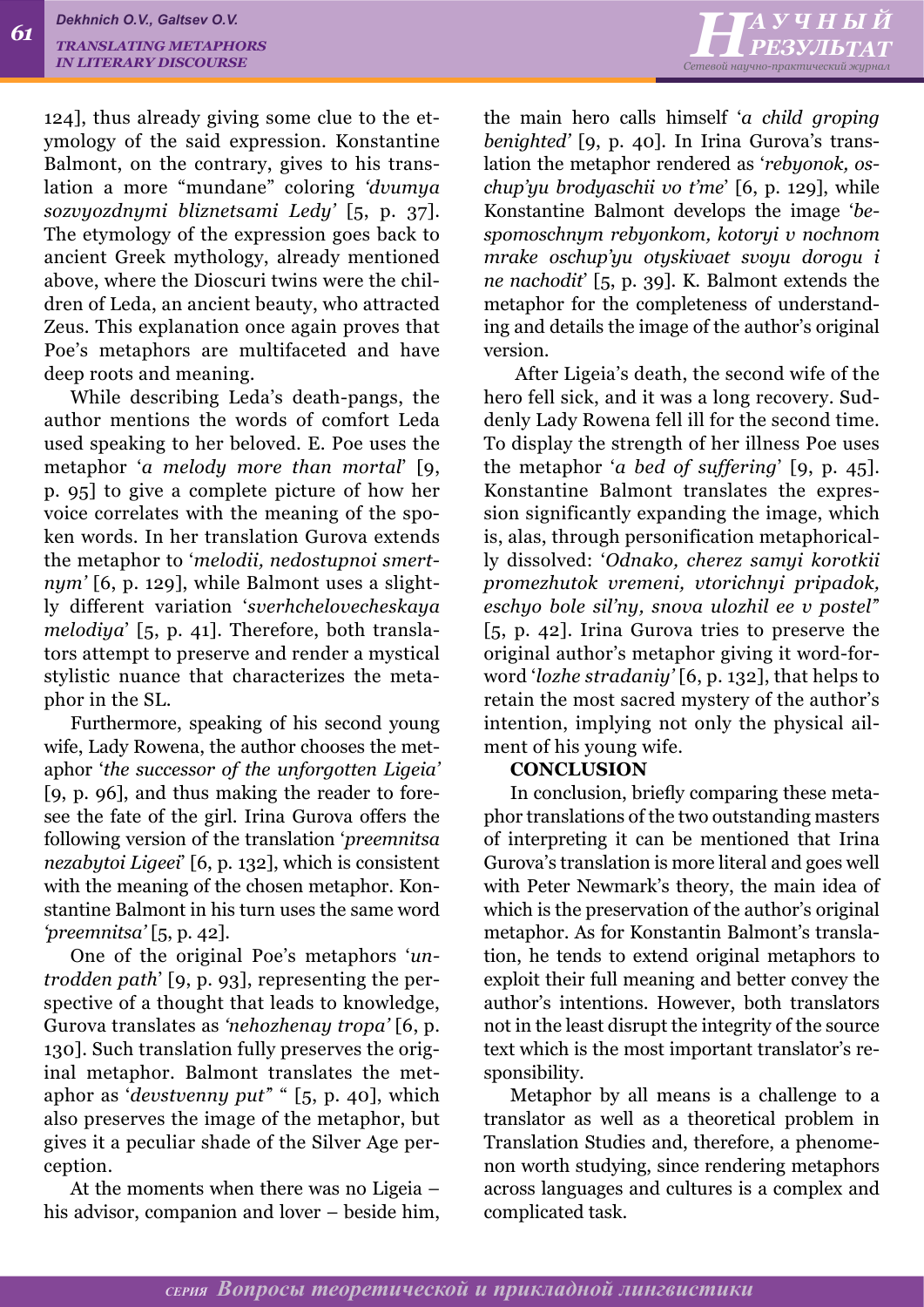124], thus already giving some clue to the etymology of the said expression. Konstantine Balmont, on the contrary, gives to his translation a more “mundane” coloring *‘dvumya sozvyozdnymi bliznetsami Ledy’* [5, p. 37]. The etymology of the expression goes back to ancient Greek mythology, already mentioned above, where the Dioscuri twins were the children of Leda, an ancient beauty, who attracted Zeus. This explanation once again proves that Poe’s metaphors are multifaceted and have deep roots and meaning.

While describing Leda’s death-pangs, the author mentions the words of comfort Leda used speaking to her beloved. E. Poe uses the metaphor ‘*a melody more than mortal*’ [9, p. 95] to give a complete picture of how her voice correlates with the meaning of the spoken words. In her translation Gurova extends the metaphor to ‘*melodii, nedostupnoi smertnym’* [6, p. 129], while Balmont uses a slightly different variation ‘*sverhchelovecheskaya melodiya*’ [5, p. 41]. Therefore, both translators attempt to preserve and render a mystical stylistic nuance that characterizes the metaphor in the SL.

Furthermore, speaking of his second young wife, Lady Rowena, the author chooses the metaphor ‘*the successor of the unforgotten Ligeia’* [9, p. 96], and thus making the reader to foresee the fate of the girl. Irina Gurova offers the following version of the translation *‘preemnitsa nezabytoi Ligeei*’ [6, p. 132], which is consistent with the meaning of the chosen metaphor. Konstantine Balmont in his turn uses the same word *‘preemnitsa’* [5, p. 42].

One of the original Poe’s metaphors ‘*untrodden path*’ [9, p. 93], representing the perspective of a thought that leads to knowledge, Gurova translates as *‘nehozhenay tropa’* [6, p. 130]. Such translation fully preserves the original metaphor. Balmont translates the metaphor as ‘*devstvenny put*” “ [5, p. 40], which also preserves the image of the metaphor, but gives it a peculiar shade of the Silver Age perception.

At the moments when there was no Ligeia – his advisor, companion and lover – beside him, the main hero calls himself ‘*a child groping benighted’* [9, p. 40]. In Irina Gurova’s translation the metaphor rendered as ‘*rebyonok, oschup’yu brodyaschii vo t’me*’ [6, p. 129], while Konstantine Balmont develops the image ‘*bespomoschnym rebyonkom, kotoryi v nochnom mrake oschup’yu otyskivaet svoyu dorogu i ne nachodit*’ [5, p. 39]. K. Balmont extends the metaphor for the completeness of understanding and details the image of the author’s original version.

After Ligeia’s death, the second wife of the hero fell sick, and it was a long recovery. Suddenly Lady Rowena fell ill for the second time. To display the strength of her illness Poe uses the metaphor ‘*a bed of suffering*’ [9, p. 45]. Konstantine Balmont translates the expression significantly expanding the image, which is, alas, through personification metaphorically dissolved: ‘*Odnako, cherez samyi korotkii promezhutok vremeni, vtorichnyi pripadok, eschyo bole sil’ny, snova ulozhil ee v postel*” [5, p. 42]. Irina Gurova tries to preserve the original author’s metaphor giving it word-for-word ‘*lozhe stradaniy’* [6, p. 132], that helps to retain the most sacred mystery of the author’s intention, implying not only the physical ailment of his young wife.

## CONCLUSION

In conclusion, briefly comparing these metaphor translations of the two outstanding masters of interpreting it can be mentioned that Irina Gurova’s translation is more literal and goes well with Peter Newmark’s theory, the main idea of which is the preservation of the author’s original metaphor. As for Konstantin Balmont’s translation, he tends to extend original metaphors to exploit their full meaning and better convey the author’s intentions. However, both translators not in the least disrupt the integrity of the source text which is the most important translator’s responsibility.

Metaphor by all means is a challenge to a translator as well as a theoretical problem in Translation Studies and, therefore, a phenomenon worth studying, since rendering metaphors across languages and cultures is a complex and complicated task.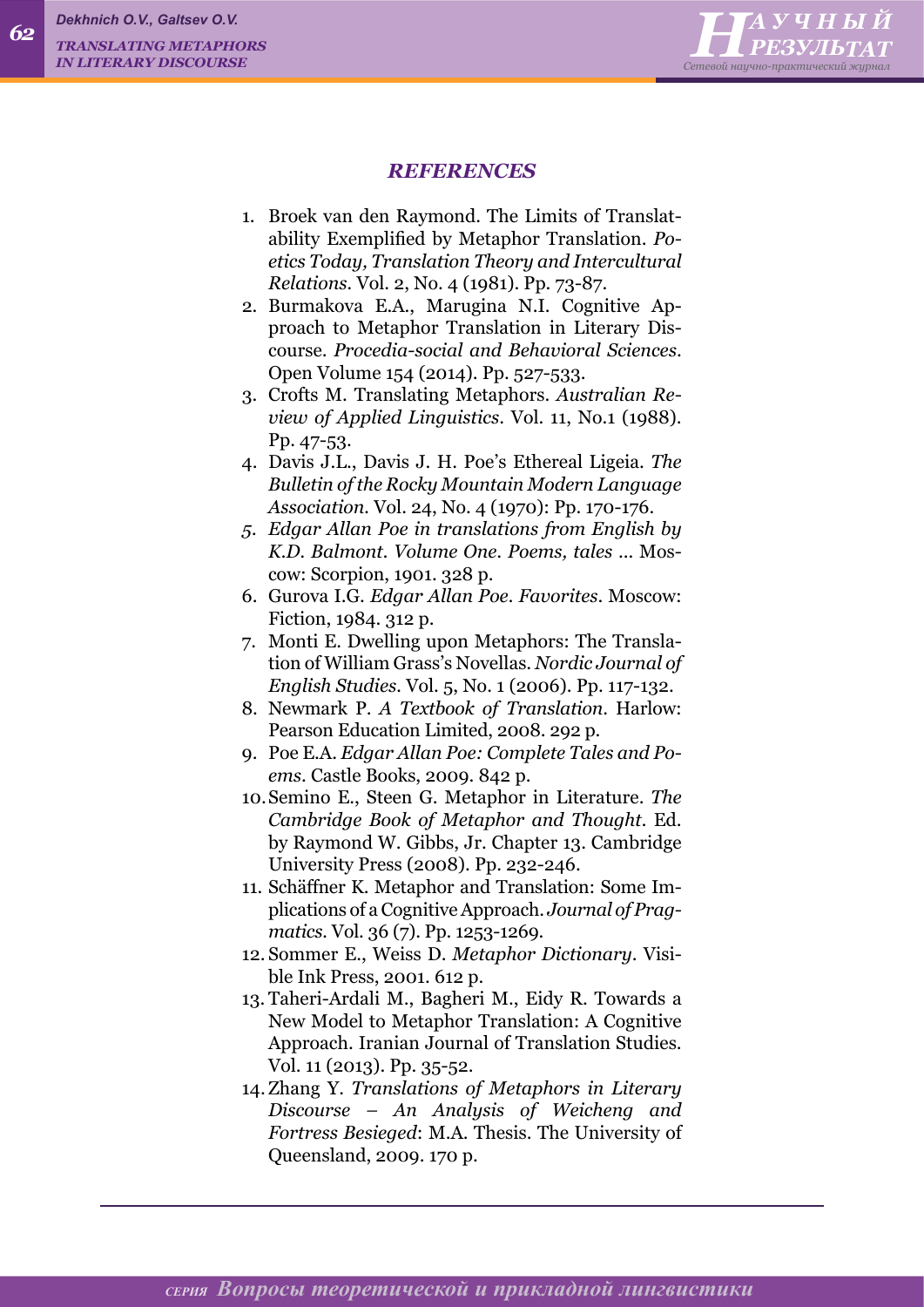## *REFERENCES*

1. Broek van den Raymond. The Limits of Translatability Exemplified by Metaphor Translation. *Poetics Today, Translation Theory and Intercultural Relations*. Vol. 2, No. 4 (1981). Pp. 73-87.
2. Burmakova E.A., Marugina N.I. Cognitive Approach to Metaphor Translation in Literary Discourse. *Procedia-social and Behavioral Sciences*. Open Volume 154 (2014). Pp. 527-533.
3. Crofts M. Translating Metaphors. *Australian Review of Applied Linguistics*. Vol. 11, No.1 (1988). Pp. 47-53.
4. Davis J.L., Davis J. H. Poe's Ethereal Ligeia. *The Bulletin of the Rocky Mountain Modern Language Association*. Vol. 24, No. 4 (1970): Pp. 170-176.
5. *Edgar Allan Poe in translations from English by K.D. Balmont. Volume One. Poems, tales* ... Moscow: Scorpion, 1901. 328 p.
6. Gurova I.G. *Edgar Allan Poe. Favorites*. Moscow: Fiction, 1984. 312 p.
7. Monti E. Dwelling upon Metaphors: The Translation of William Grass's Novellas. *Nordic Journal of English Studies*. Vol. 5, No. 1 (2006). Pp. 117-132.
8. Newmark P. *A Textbook of Translation*. Harlow: Pearson Education Limited, 2008. 292 p.
9. Poe E.A. *Edgar Allan Poe: Complete Tales and Poems*. Castle Books, 2009. 842 p.
10. Semino E., Steen G. Metaphor in Literature. *The Cambridge Book of Metaphor and Thought*. Ed. by Raymond W. Gibbs, Jr. Chapter 13. Cambridge University Press (2008). Pp. 232-246.
11. Schäffner K. Metaphor and Translation: Some Implications of a Cognitive Approach. *Journal of Pragmatics*. Vol. 36 (7). Pp. 1253-1269.
12. Sommer E., Weiss D. *Metaphor Dictionary*. Visible Ink Press, 2001. 612 p.
13. Taheri-Ardali M., Bagheri M., Eidy R. Towards a New Model to Metaphor Translation: A Cognitive Approach. Iranian Journal of Translation Studies. Vol. 11 (2013). Pp. 35-52.
14. Zhang Y. *Translations of Metaphors in Literary Discourse – An Analysis of Weicheng and Fortress Besieged*: M.A. Thesis. The University of Queensland, 2009. 170 p.